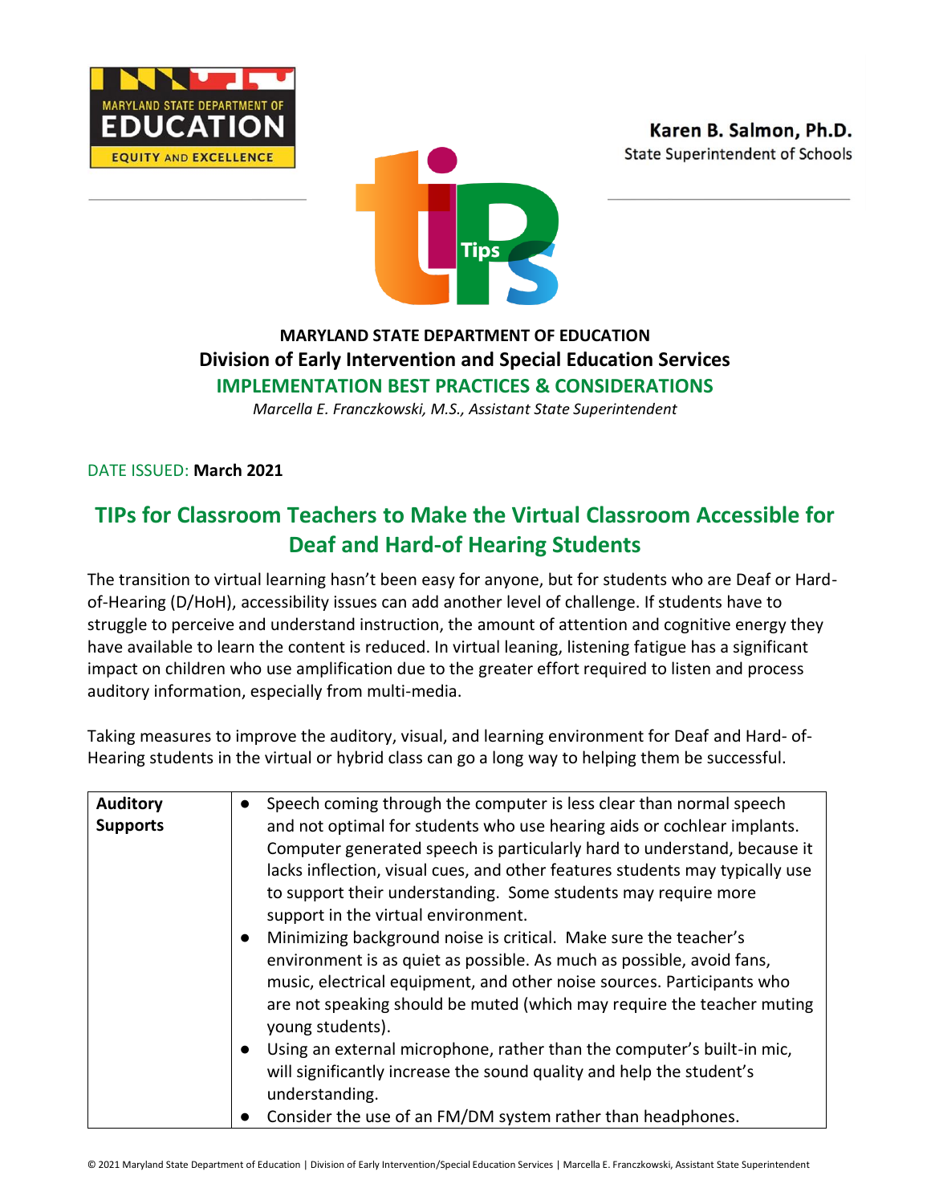MARYLAND STATE DEPARTMENT OF EDUCATION
EDUCATION
EQUITY AND EXCELLENCE

**Karen B. Salmon, Ph.D.**
State Superintendent of Schools

**MARYLAND STATE DEPARTMENT OF EDUCATION**
**Division of Early Intervention and Special Education Services**
**IMPLEMENTATION BEST PRACTICES & CONSIDERATIONS**
*Marcella E. Franczkowski, M.S., Assistant State Superintendent*

DATE ISSUED: **March 2021**

# TIPs for Classroom Teachers to Make the Virtual Classroom Accessible for Deaf and Hard-of Hearing Students

The transition to virtual learning hasn't been easy for anyone, but for students who are Deaf or Hard-of-Hearing (D/HoH), accessibility issues can add another level of challenge. If students have to struggle to perceive and understand instruction, the amount of attention and cognitive energy they have available to learn the content is reduced. In virtual leaning, listening fatigue has a significant impact on children who use amplification due to the greater effort required to listen and process auditory information, especially from multi-media.

Taking measures to improve the auditory, visual, and learning environment for Deaf and Hard- of-Hearing students in the virtual or hybrid class can go a long way to helping them be successful.

| | |
|---|---|
| **Auditory Supports** | • Speech coming through the computer is less clear than normal speech and not optimal for students who use hearing aids or cochlear implants. Computer generated speech is particularly hard to understand, because it lacks inflection, visual cues, and other features students may typically use to support their understanding. Some students may require more support in the virtual environment.<br>• Minimizing background noise is critical. Make sure the teacher's environment is as quiet as possible. As much as possible, avoid fans, music, electrical equipment, and other noise sources. Participants who are not speaking should be muted (which may require the teacher muting young students).<br>• Using an external microphone, rather than the computer's built-in mic, will significantly increase the sound quality and help the student's understanding.<br>• Consider the use of an FM/DM system rather than headphones. |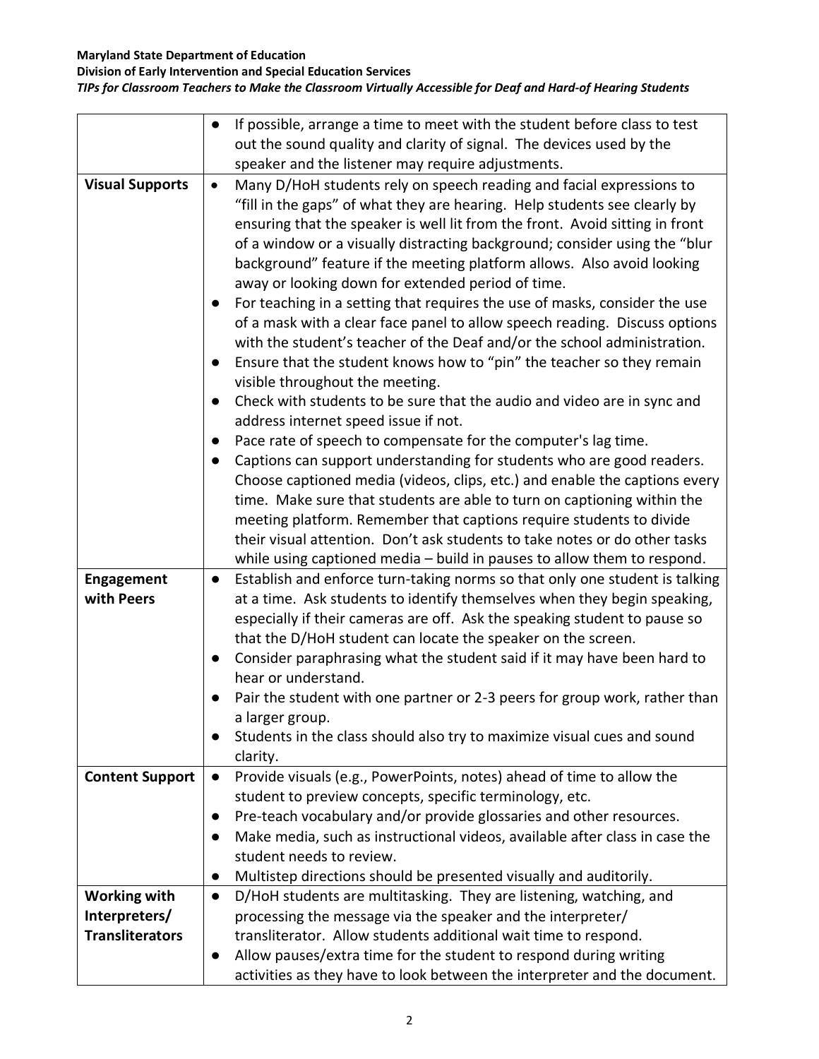| | |
|---|---|
| | ● If possible, arrange a time to meet with the student before class to test out the sound quality and clarity of signal. The devices used by the speaker and the listener may require adjustments. |
| **Visual Supports** | • Many D/HoH students rely on speech reading and facial expressions to "fill in the gaps" of what they are hearing. Help students see clearly by ensuring that the speaker is well lit from the front. Avoid sitting in front of a window or a visually distracting background; consider using the "blur background" feature if the meeting platform allows. Also avoid looking away or looking down for extended period of time.<br>● For teaching in a setting that requires the use of masks, consider the use of a mask with a clear face panel to allow speech reading. Discuss options with the student's teacher of the Deaf and/or the school administration.<br>● Ensure that the student knows how to "pin" the teacher so they remain visible throughout the meeting.<br>● Check with students to be sure that the audio and video are in sync and address internet speed issue if not.<br>● Pace rate of speech to compensate for the computer's lag time.<br>● Captions can support understanding for students who are good readers. Choose captioned media (videos, clips, etc.) and enable the captions every time. Make sure that students are able to turn on captioning within the meeting platform. Remember that captions require students to divide their visual attention. Don't ask students to take notes or do other tasks while using captioned media – build in pauses to allow them to respond. |
| **Engagement with Peers** | ● Establish and enforce turn-taking norms so that only one student is talking at a time. Ask students to identify themselves when they begin speaking, especially if their cameras are off. Ask the speaking student to pause so that the D/HoH student can locate the speaker on the screen.<br>● Consider paraphrasing what the student said if it may have been hard to hear or understand.<br>● Pair the student with one partner or 2-3 peers for group work, rather than a larger group.<br>● Students in the class should also try to maximize visual cues and sound clarity. |
| **Content Support** | ● Provide visuals (e.g., PowerPoints, notes) ahead of time to allow the student to preview concepts, specific terminology, etc.<br>● Pre-teach vocabulary and/or provide glossaries and other resources.<br>● Make media, such as instructional videos, available after class in case the student needs to review.<br>● Multistep directions should be presented visually and auditorily. |
| **Working with Interpreters/ Transliterators** | ● D/HoH students are multitasking. They are listening, watching, and processing the message via the speaker and the interpreter/ transliterator. Allow students additional wait time to respond.<br>● Allow pauses/extra time for the student to respond during writing activities as they have to look between the interpreter and the document. |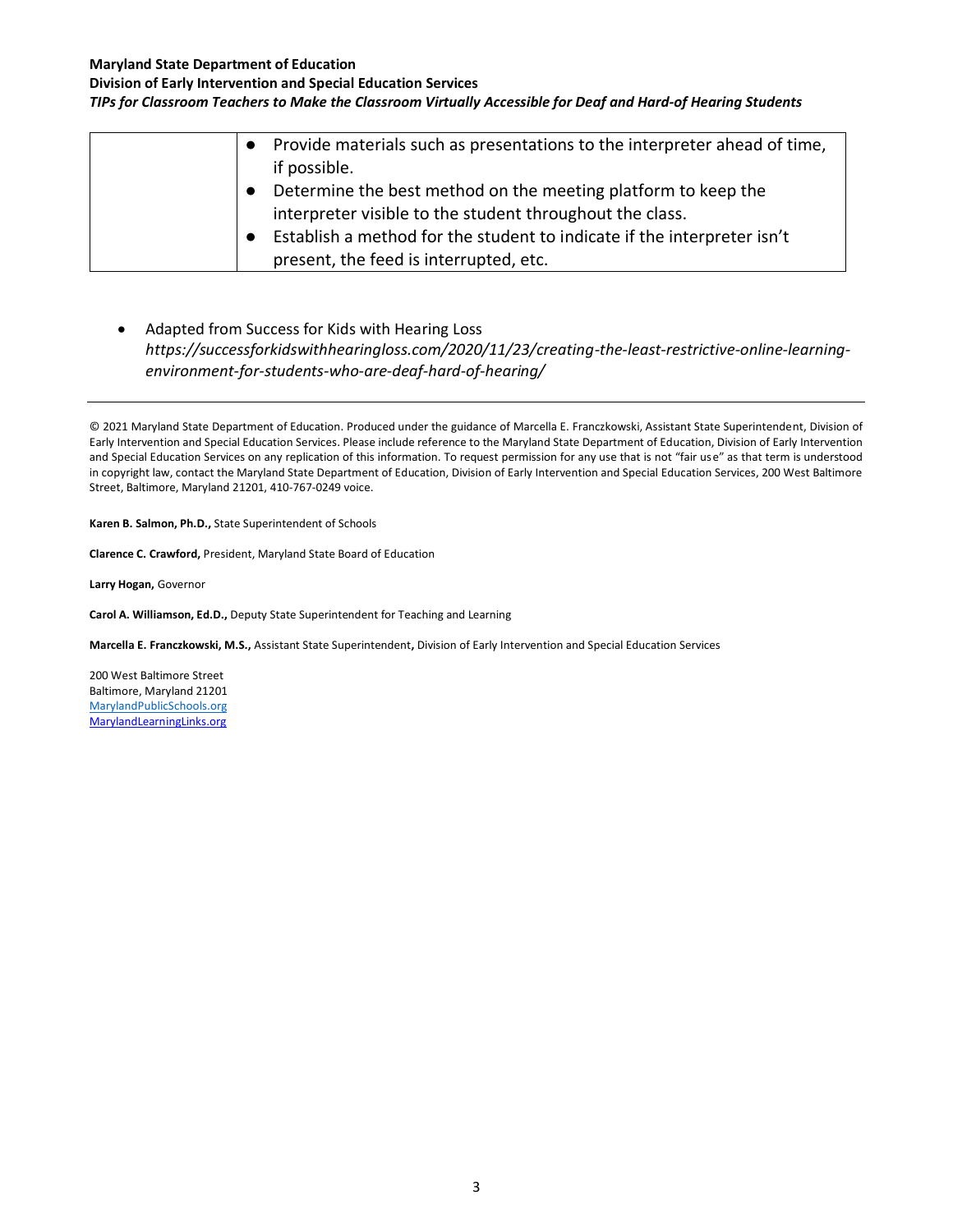| | |
|---|---|
| | ● Provide materials such as presentations to the interpreter ahead of time, if possible.<br>● Determine the best method on the meeting platform to keep the interpreter visible to the student throughout the class.<br>● Establish a method for the student to indicate if the interpreter isn't present, the feed is interrupted, etc. |

- Adapted from Success for Kids with Hearing Loss *https://successforkidswithhearingloss.com/2020/11/23/creating-the-least-restrictive-online-learning-environment-for-students-who-are-deaf-hard-of-hearing/*

---

© 2021 Maryland State Department of Education. Produced under the guidance of Marcella E. Franczkowski, Assistant State Superintendent, Division of Early Intervention and Special Education Services. Please include reference to the Maryland State Department of Education, Division of Early Intervention and Special Education Services on any replication of this information. To request permission for any use that is not "fair use" as that term is understood in copyright law, contact the Maryland State Department of Education, Division of Early Intervention and Special Education Services, 200 West Baltimore Street, Baltimore, Maryland 21201, 410-767-0249 voice.

**Karen B. Salmon, Ph.D.,** State Superintendent of Schools

**Clarence C. Crawford,** President, Maryland State Board of Education

**Larry Hogan,** Governor

**Carol A. Williamson, Ed.D.,** Deputy State Superintendent for Teaching and Learning

**Marcella E. Franczkowski, M.S.,** Assistant State Superintendent**,** Division of Early Intervention and Special Education Services

200 West Baltimore Street
Baltimore, Maryland 21201
MarylandPublicSchools.org
MarylandLearningLinks.org